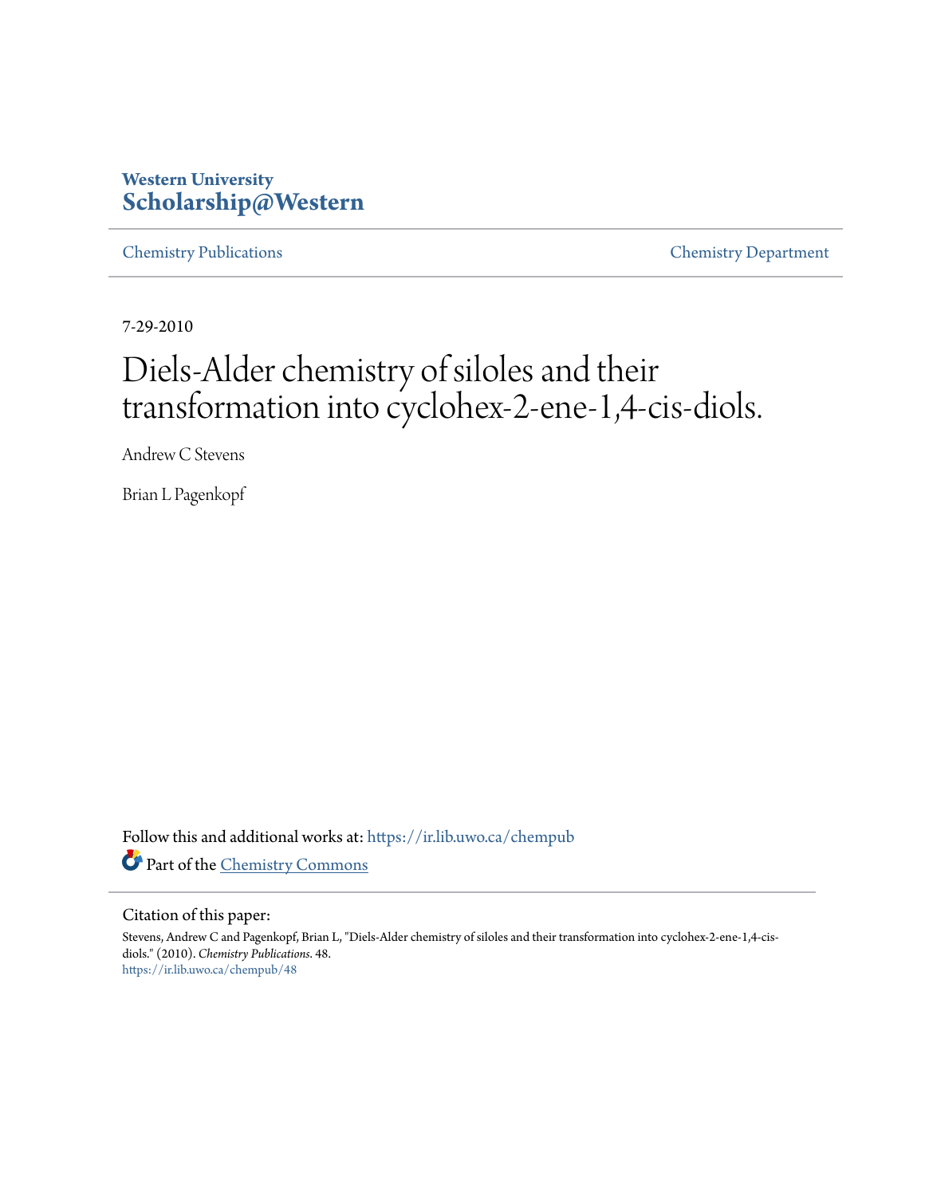Western University
**Scholarship@Western**

Chemistry Publications | Chemistry Department

7-29-2010

# Diels-Alder chemistry of siloles and their transformation into cyclohex-2-ene-1,4-cis-diols.

Andrew C Stevens

Brian L Pagenkopf

Follow this and additional works at: https://ir.lib.uwo.ca/chempub

Part of the Chemistry Commons

Citation of this paper:

Stevens, Andrew C and Pagenkopf, Brian L, "Diels-Alder chemistry of siloles and their transformation into cyclohex-2-ene-1,4-cis-diols." (2010). *Chemistry Publications*. 48.
https://ir.lib.uwo.ca/chempub/48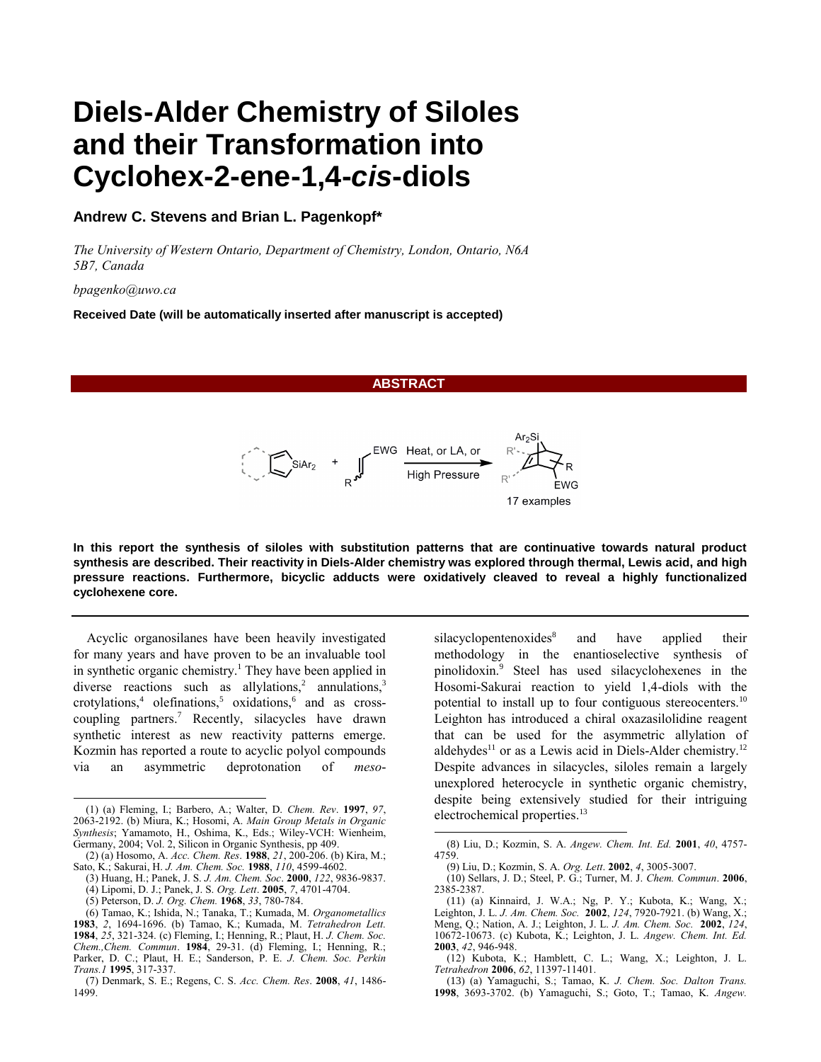# Diels-Alder Chemistry of Siloles and their Transformation into Cyclohex-2-ene-1,4-*cis*-diols

**Andrew C. Stevens and Brian L. Pagenkopf\***

*The University of Western Ontario, Department of Chemistry, London, Ontario, N6A 5B7, Canada*

*bpagenko@uwo.ca*

**Received Date (will be automatically inserted after manuscript is accepted)**

## ABSTRACT

SiAr$_2$ + EWG / R — Heat, or LA, or High Pressure → Ar$_2$Si bicyclic adduct (R', R, EWG)

17 examples

**In this report the synthesis of siloles with substitution patterns that are continuative towards natural product synthesis are described. Their reactivity in Diels-Alder chemistry was explored through thermal, Lewis acid, and high pressure reactions. Furthermore, bicyclic adducts were oxidatively cleaved to reveal a highly functionalized cyclohexene core.**

---

Acyclic organosilanes have been heavily investigated for many years and have proven to be an invaluable tool in synthetic organic chemistry.[1] They have been applied in diverse reactions such as allylations,[2] annulations,[3] crotylations,[4] olefinations,[5] oxidations,[6] and as cross-coupling partners.[7] Recently, silacycles have drawn synthetic interest as new reactivity patterns emerge. Kozmin has reported a route to acyclic polyol compounds via an asymmetric deprotonation of *meso*-silacyclopentenoxides[8] and have applied their methodology in the enantioselective synthesis of pinolidoxin.[9] Steel has used silacyclohexenes in the Hosomi-Sakurai reaction to yield 1,4-diols with the potential to install up to four contiguous stereocenters.[10] Leighton has introduced a chiral oxazasilolidine reagent that can be used for the asymmetric allylation of aldehydes[11] or as a Lewis acid in Diels-Alder chemistry.[12] Despite advances in silacycles, siloles remain a largely unexplored heterocycle in synthetic organic chemistry, despite being extensively studied for their intriguing electrochemical properties.[13]

---

(1) (a) Fleming, I.; Barbero, A.; Walter, D. *Chem. Rev*. **1997**, *97*, 2063-2192. (b) Miura, K.; Hosomi, A. *Main Group Metals in Organic Synthesis*; Yamamoto, H., Oshima, K., Eds.; Wiley-VCH: Wienheim, Germany, 2004; Vol. 2, Silicon in Organic Synthesis, pp 409.

(2) (a) Hosomo, A. *Acc. Chem. Res*. **1988**, *21*, 200-206. (b) Kira, M.; Sato, K.; Sakurai, H. *J. Am. Chem. Soc.* **1988**, *110*, 4599-4602.

(3) Huang, H.; Panek, J. S. *J. Am. Chem. Soc*. **2000**, *122*, 9836-9837.

(4) Lipomi, D. J.; Panek, J. S. *Org. Lett*. **2005**, *7*, 4701-4704.

(5) Peterson, D. *J. Org. Chem.* **1968**, *33*, 780-784.

(6) Tamao, K.; Ishida, N.; Tanaka, T.; Kumada, M. *Organometallics* **1983**, *2*, 1694-1696. (b) Tamao, K.; Kumada, M. *Tetrahedron Lett.* **1984**, *25*, 321-324. (c) Fleming, I.; Henning, R.; Plaut, H. *J. Chem. Soc. Chem.,Chem. Commun*. **1984**, 29-31. (d) Fleming, I.; Henning, R.; Parker, D. C.; Plaut, H. E.; Sanderson, P. E. *J. Chem. Soc. Perkin Trans.1* **1995**, 317-337.

(7) Denmark, S. E.; Regens, C. S. *Acc. Chem. Res*. **2008**, *41*, 1486-1499.

(8) Liu, D.; Kozmin, S. A. *Angew. Chem. Int. Ed.* **2001**, *40*, 4757-4759.

(9) Liu, D.; Kozmin, S. A. *Org. Lett*. **2002**, *4*, 3005-3007.

(10) Sellars, J. D.; Steel, P. G.; Turner, M. J. *Chem. Commun*. **2006**, 2385-2387.

(11) (a) Kinnaird, J. W.A.; Ng, P. Y.; Kubota, K.; Wang, X.; Leighton, J. L. *J. Am. Chem. Soc.* **2002**, *124*, 7920-7921. (b) Wang, X.; Meng, Q.; Nation, A. J.; Leighton, J. L. *J. Am. Chem. Soc.* **2002**, *124*, 10672-10673. (c) Kubota, K.; Leighton, J. L. *Angew. Chem. Int. Ed.* **2003**, *42*, 946-948.

(12) Kubota, K.; Hamblett, C. L.; Wang, X.; Leighton, J. L. *Tetrahedron* **2006**, *62*, 11397-11401.

(13) (a) Yamaguchi, S.; Tamao, K. *J. Chem. Soc. Dalton Trans.* **1998**, 3693-3702. (b) Yamaguchi, S.; Goto, T.; Tamao, K. *Angew.*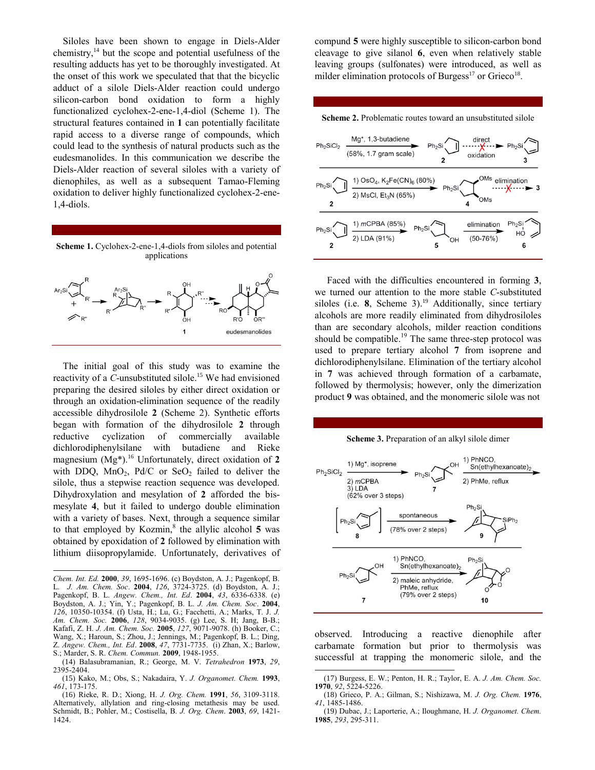Siloles have been shown to engage in Diels-Alder chemistry,[14] but the scope and potential usefulness of the resulting adducts has yet to be thoroughly investigated. At the onset of this work we speculated that that the bicyclic adduct of a silole Diels-Alder reaction could undergo silicon-carbon bond oxidation to form a highly functionalized cyclohex-2-ene-1,4-diol (Scheme 1). The structural features contained in **1** can potentially facilitate rapid access to a diverse range of compounds, which could lead to the synthesis of natural products such as the eudesmanolides. In this communication we describe the Diels-Alder reaction of several siloles with a variety of dienophiles, as well as a subsequent Tamao-Fleming oxidation to deliver highly functionalized cyclohex-2-ene-1,4-diols.

**Scheme 1.** Cyclohex-2-ene-1,4-diols from siloles and potential applications

The initial goal of this study was to examine the reactivity of a *C*-unsubstituted silole.[15] We had envisioned preparing the desired siloles by either direct oxidation or through an oxidation-elimination sequence of the readily accessible dihydrosilole **2** (Scheme 2). Synthetic efforts began with formation of the dihydrosilole **2** through reductive cyclization of commercially available dichlorodiphenylsilane with butadiene and Rieke magnesium (Mg*).[16] Unfortunately, direct oxidation of **2** with DDQ, $MnO_2$, Pd/C or $SeO_2$ failed to deliver the silole, thus a stepwise reaction sequence was developed. Dihydroxylation and mesylation of **2** afforded the bis-mesylate **4**, but it failed to undergo double elimination with a variety of bases. Next, through a sequence similar to that employed by Kozmin,[8] the allylic alcohol **5** was obtained by epoxidation of **2** followed by elimination with lithium diisopropylamide. Unfortunately, derivatives of compund **5** were highly susceptible to silicon-carbon bond cleavage to give silanol **6**, even when relatively stable leaving groups (sulfonates) were introduced, as well as milder elimination protocols of Burgess[17] or Grieco[18].

**Scheme 2.** Problematic routes toward an unsubstituted silole

Faced with the difficulties encountered in forming **3**, we turned our attention to the more stable *C*-substituted siloles (i.e. **8**, Scheme 3).[19] Additionally, since tertiary alcohols are more readily eliminated from dihydrosiloles than are secondary alcohols, milder reaction conditions should be compatible.[19] The same three-step protocol was used to prepare tertiary alcohol **7** from isoprene and dichlorodiphenylsilane. Elimination of the tertiary alcohol in **7** was achieved through formation of a carbamate, followed by thermolysis; however, only the dimerization product **9** was obtained, and the monomeric silole was not observed. Introducing a reactive dienophile after carbamate formation but prior to thermolysis was successful at trapping the monomeric silole, and the

**Scheme 3.** Preparation of an alkyl silole dimer

---

Chem. Int. Ed. **2000**, *39*, 1695-1696. (c) Boydston, A. J.; Pagenkopf, B. L. *J. Am. Chem. Soc*. **2004**, *126*, 3724-3725. (d) Boydston, A. J.; Pagenkopf, B. L. *Angew. Chem., Int. Ed*. **2004**, *43*, 6336-6338. (e) Boydston, A. J.; Yin, Y.; Pagenkopf, B. L. *J. Am. Chem. Soc*. **2004**, *126*, 10350-10354. (f) Usta, H.; Lu, G.; Facchetti, A.; Marks, T. J. *J. Am. Chem. Soc*. **2006**, *128*, 9034-9035. (g) Lee, S. H; Jang, B-B.; Kafafi, Z. H. *J. Am. Chem. Soc*. **2005**, *127*, 9071-9078. (h) Booker, C.; Wang, X.; Haroun, S.; Zhou, J.; Jennings, M.; Pagenkopf, B. L.; Ding, Z. *Angew. Chem., Int. Ed*. **2008**, *47*, 7731-7735. (i) Zhan, X.; Barlow, S.; Marder, S. R. *Chem. Commun*. **2009**, 1948-1955.

(14) Balasubramanian, R.; George, M. V. *Tetrahedron* **1973**, *29*, 2395-2404.

(15) Kako, M.; Obs, S.; Nakadaira, Y. *J. Organomet. Chem*. **1993**, *461*, 173-175.

(16) Rieke, R. D.; Xiong, H. *J. Org. Chem*. **1991**, *56*, 3109-3118. Alternatively, allylation and ring-closing metathesis may be used. Schmidt, B.; Pohler, M.; Costisella, B. *J. Org. Chem*. **2003**, *69*, 1421-1424.

(17) Burgess, E. W.; Penton, H. R.; Taylor, E. A. *J. Am. Chem. Soc*. **1970**, *92*, 5224-5226.

(18) Grieco, P. A.; Gilman, S.; Nishizawa, M. *J. Org. Chem*. **1976**, *41*, 1485-1486.

(19) Dubac, J.; Laporterie, A.; Iloughmane, H. *J. Organomet. Chem*. **1985**, *293*, 295-311.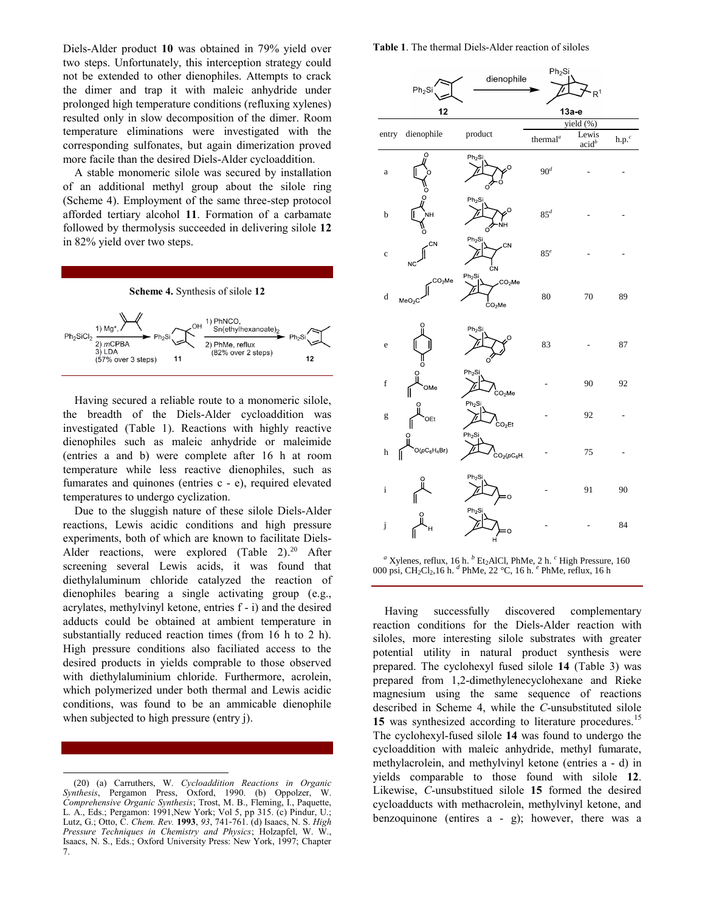Diels-Alder product **10** was obtained in 79% yield over two steps. Unfortunately, this interception strategy could not be extended to other dienophiles. Attempts to crack the dimer and trap it with maleic anhydride under prolonged high temperature conditions (refluxing xylenes) resulted only in slow decomposition of the dimer. Room temperature eliminations were investigated with the corresponding sulfonates, but again dimerization proved more facile than the desired Diels-Alder cycloaddition.

A stable monomeric silole was secured by installation of an additional methyl group about the silole ring (Scheme 4). Employment of the same three-step protocol afforded tertiary alcohol **11**. Formation of a carbamate followed by thermolysis succeeded in delivering silole **12** in 82% yield over two steps.

**Scheme 4.** Synthesis of silole **12**

$Ph_2SiCl_2$ → 1) Mg*, (diene); 2) *m*CPBA; 3) LDA (57% over 3 steps) → **11** → 1) PhNCO, Sn(ethylhexanoate)$_2$; 2) PhMe, reflux (82% over 2 steps) → **12**

Having secured a reliable route to a monomeric silole, the breadth of the Diels-Alder cycloaddition was investigated (Table 1). Reactions with highly reactive dienophiles such as maleic anhydride or maleimide (entries a and b) were complete after 16 h at room temperature while less reactive dienophiles, such as fumarates and quinones (entries c - e), required elevated temperatures to undergo cyclization.

Due to the sluggish nature of these silole Diels-Alder reactions, Lewis acidic conditions and high pressure experiments, both of which are known to facilitate Diels-Alder reactions, were explored (Table 2).[20] After screening several Lewis acids, it was found that diethylaluminum chloride catalyzed the reaction of dienophiles bearing a single activating group (e.g., acrylates, methylvinyl ketone, entries f - i) and the desired adducts could be obtained at ambient temperature in substantially reduced reaction times (from 16 h to 2 h). High pressure conditions also faciliated access to the desired products in yields comprable to those observed with diethylaluminium chloride. Furthermore, acrolein, which polymerized under both thermal and Lewis acidic conditions, was found to be an ammicable dienophile when subjected to high pressure (entry j).

**Table 1**. The thermal Diels-Alder reaction of siloles

**12** → (dienophile) → **13a-e**

| entry | dienophile | product | yield (%) thermal[a] | Lewis acid[b] | h.p.[c] |
|---|---|---|---|---|---|
| a | maleic anhydride | | 90[d] | - | - |
| b | maleimide | | 85[d] | - | - |
| c | fumaronitrile | | 85[e] | - | - |
| d | dimethyl fumarate | | 80 | 70 | 89 |
| e | benzoquinone | | 83 | - | 87 |
| f | methyl acrylate | | - | 90 | 92 |
| g | ethyl acrylate | | - | 92 | - |
| h | $O(pC_6H_4Br)$ acrylate | | - | 75 | - |
| i | methyl vinyl ketone | | - | 91 | 90 |
| j | acrolein | | - | - | 84 |

[a] Xylenes, reflux, 16 h. [b] $Et_2AlCl$, PhMe, 2 h. [c] High Pressure, 160 000 psi, $CH_2Cl_2$, 16 h. [d] PhMe, 22 °C, 16 h. [e] PhMe, reflux, 16 h

Having successfully discovered complementary reaction conditions for the Diels-Alder reaction with siloles, more interesting silole substrates with greater potential utility in natural product synthesis were prepared. The cyclohexyl fused silole **14** (Table 3) was prepared from 1,2-dimethylenecyclohexane and Rieke magnesium using the same sequence of reactions described in Scheme 4, while the *C*-unsubstituted silole **15** was synthesized according to literature procedures.[15] The cyclohexyl-fused silole **14** was found to undergo the cycloaddition with maleic anhydride, methyl fumarate, methylacrolein, and methylvinyl ketone (entries a - d) in yields comparable to those found with silole **12**. Likewise, *C*-unsubstitued silole **15** formed the desired cycloadducts with methacrolein, methylvinyl ketone, and benzoquinone (entires a - g); however, there was a

(20) (a) Carruthers, W. *Cycloaddition Reactions in Organic Synthesis*, Pergamon Press, Oxford, 1990. (b) Oppolzer, W. *Comprehensive Organic Synthesis*; Trost, M. B., Fleming, I., Paquette, L. A., Eds.; Pergamon: 1991,New York; Vol 5, pp 315. (c) Pindur, U.; Lutz, G.; Otto, C. *Chem. Rev.* **1993**, *93*, 741-761. (d) Isaacs, N. S. *High Pressure Techniques in Chemistry and Physics*; Holzapfel, W. W., Isaacs, N. S., Eds.; Oxford University Press: New York, 1997; Chapter 7.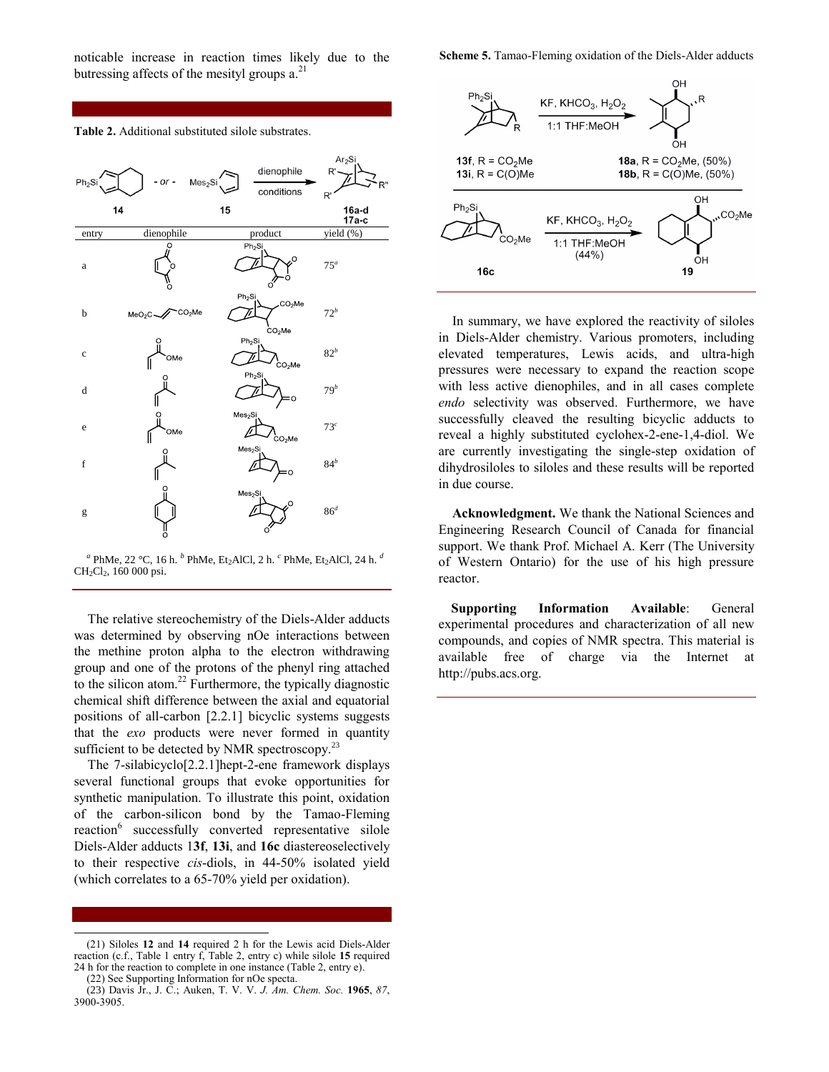noticable increase in reaction times likely due to the butressing affects of the mesityl groups a.[21]

**Table 2.** Additional substituted silole substrates.

Ph₂Si **14** - or - Mes₂Si **15** → dienophile, conditions → **16a-d** **17a-c**

| entry | dienophile | product | yield (%) |
|---|---|---|---|
| a | | | 75[a] |
| b | MeO₂C–CH=CH–CO₂Me | | 72[b] |
| c | | | 82[b] |
| d | | | 79[b] |
| e | | | 73[c] |
| f | | | 84[b] |
| g | | | 86[d] |

[a] PhMe, 22 °C, 16 h. [b] PhMe, $Et_2AlCl$, 2 h. [c] PhMe, $Et_2AlCl$, 24 h. [d] $CH_2Cl_2$, 160 000 psi.

The relative stereochemistry of the Diels-Alder adducts was determined by observing nOe interactions between the methine proton alpha to the electron withdrawing group and one of the protons of the phenyl ring attached to the silicon atom.[22] Furthermore, the typically diagnostic chemical shift difference between the axial and equatorial positions of all-carbon [2.2.1] bicyclic systems suggests that the *exo* products were never formed in quantity sufficient to be detected by NMR spectroscopy.[23]

The 7-silabicyclo[2.2.1]hept-2-ene framework displays several functional groups that evoke opportunities for synthetic manipulation. To illustrate this point, oxidation of the carbon-silicon bond by the Tamao-Fleming reaction[6] successfully converted representative silole Diels-Alder adducts 1**3f**, **13i**, and **16c** diastereoselectively to their respective *cis*-diols, in 44-50% isolated yield (which correlates to a 65-70% yield per oxidation).

**Scheme 5.** Tamao-Fleming oxidation of the Diels-Alder adducts

**13f**, R = $CO_2Me$; **13i**, R = C(O)Me → KF, $KHCO_3$, $H_2O_2$; 1:1 THF:MeOH → **18a**, R = $CO_2Me$, (50%); **18b**, R = C(O)Me, (50%)

**16c** → KF, $KHCO_3$, $H_2O_2$; 1:1 THF:MeOH (44%) → **19**

In summary, we have explored the reactivity of siloles in Diels-Alder chemistry. Various promoters, including elevated temperatures, Lewis acids, and ultra-high pressures were necessary to expand the reaction scope with less active dienophiles, and in all cases complete *endo* selectivity was observed. Furthermore, we have successfully cleaved the resulting bicyclic adducts to reveal a highly substituted cyclohex-2-ene-1,4-diol. We are currently investigating the single-step oxidation of dihydrosiloles to siloles and these results will be reported in due course.

**Acknowledgment.** We thank the National Sciences and Engineering Research Council of Canada for financial support. We thank Prof. Michael A. Kerr (The University of Western Ontario) for the use of his high pressure reactor.

**Supporting Information Available**: General experimental procedures and characterization of all new compounds, and copies of NMR spectra. This material is available free of charge via the Internet at http://pubs.acs.org.

(21) Siloles **12** and **14** required 2 h for the Lewis acid Diels-Alder reaction (c.f., Table 1 entry f, Table 2, entry c) while silole **15** required 24 h for the reaction to complete in one instance (Table 2, entry e).

(22) See Supporting Information for nOe specta.

(23) Davis Jr., J. C.; Auken, T. V. V. *J. Am. Chem. Soc.* **1965**, *87*, 3900-3905.